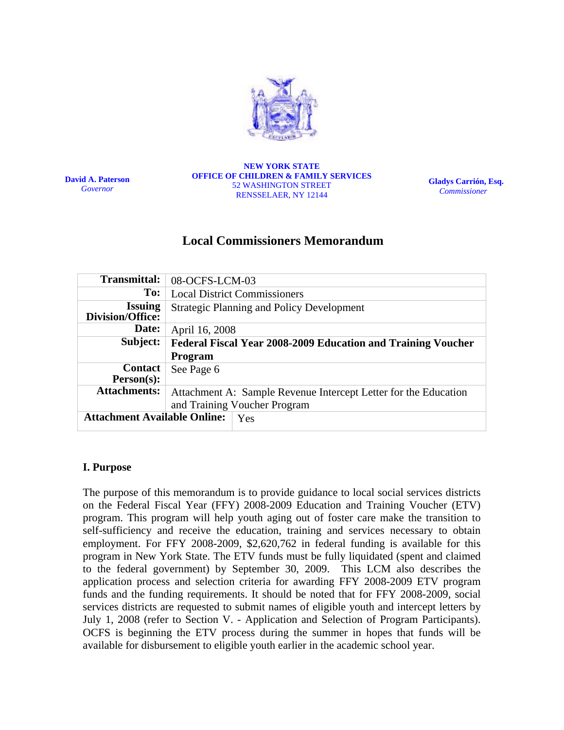**David A. Paterson**
*Governor*

**NEW YORK STATE**
**OFFICE OF CHILDREN & FAMILY SERVICES**
52 WASHINGTON STREET
RENSSELAER, NY 12144

**Gladys Carrión, Esq.**
*Commissioner*

# Local Commissioners Memorandum

| | |
|---|---|
| **Transmittal:** | 08-OCFS-LCM-03 |
| **To:** | Local District Commissioners |
| **Issuing Division/Office:** | Strategic Planning and Policy Development |
| **Date:** | April 16, 2008 |
| **Subject:** | **Federal Fiscal Year 2008-2009 Education and Training Voucher Program** |
| **Contact Person(s):** | See Page 6 |
| **Attachments:** | Attachment A: Sample Revenue Intercept Letter for the Education and Training Voucher Program |
| **Attachment Available Online:** | Yes |

## I. Purpose

The purpose of this memorandum is to provide guidance to local social services districts on the Federal Fiscal Year (FFY) 2008-2009 Education and Training Voucher (ETV) program. This program will help youth aging out of foster care make the transition to self-sufficiency and receive the education, training and services necessary to obtain employment. For FFY 2008-2009, $2,620,762 in federal funding is available for this program in New York State. The ETV funds must be fully liquidated (spent and claimed to the federal government) by September 30, 2009. This LCM also describes the application process and selection criteria for awarding FFY 2008-2009 ETV program funds and the funding requirements. It should be noted that for FFY 2008-2009, social services districts are requested to submit names of eligible youth and intercept letters by July 1, 2008 (refer to Section V. - Application and Selection of Program Participants). OCFS is beginning the ETV process during the summer in hopes that funds will be available for disbursement to eligible youth earlier in the academic school year.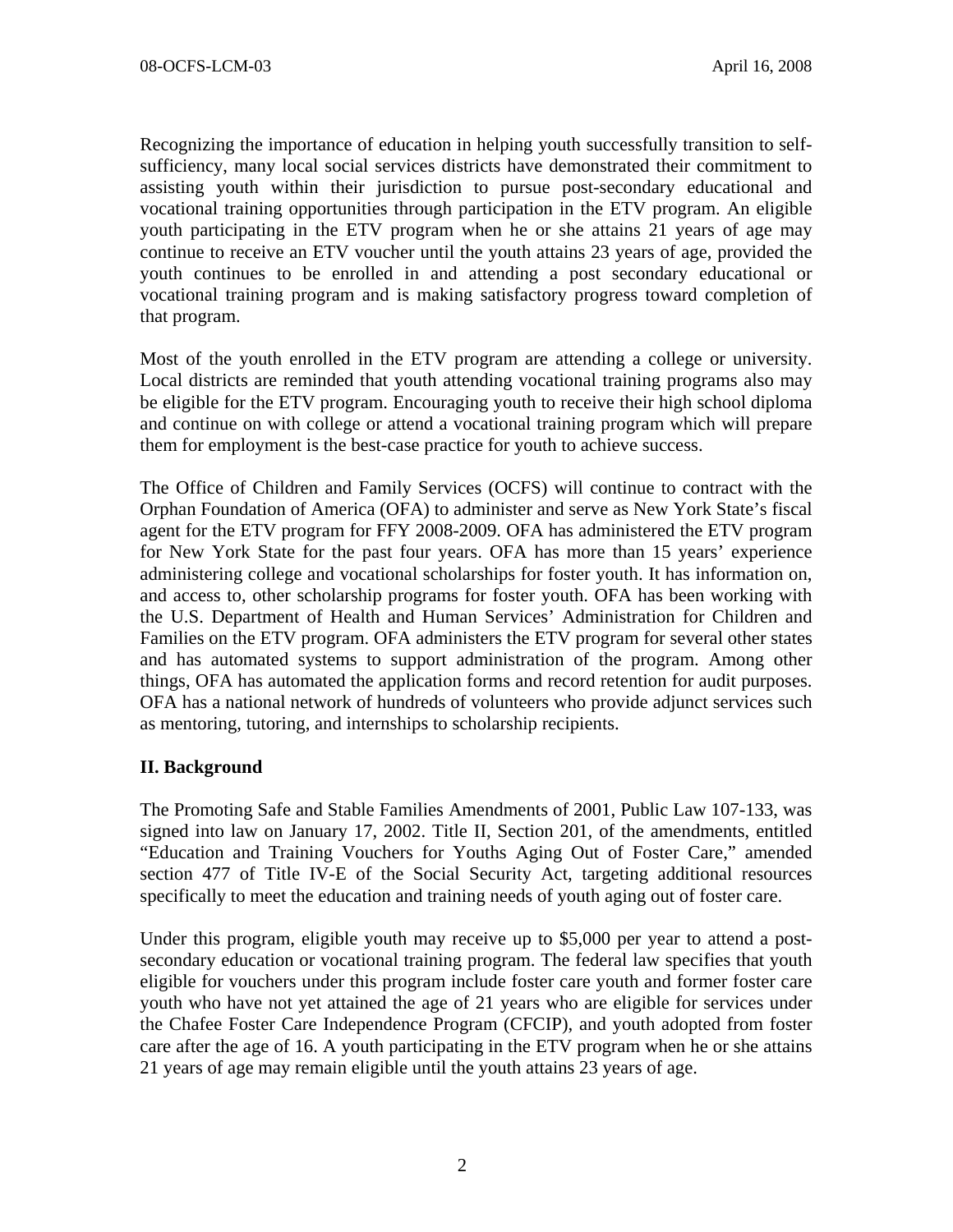Recognizing the importance of education in helping youth successfully transition to self-sufficiency, many local social services districts have demonstrated their commitment to assisting youth within their jurisdiction to pursue post-secondary educational and vocational training opportunities through participation in the ETV program. An eligible youth participating in the ETV program when he or she attains 21 years of age may continue to receive an ETV voucher until the youth attains 23 years of age, provided the youth continues to be enrolled in and attending a post secondary educational or vocational training program and is making satisfactory progress toward completion of that program.

Most of the youth enrolled in the ETV program are attending a college or university. Local districts are reminded that youth attending vocational training programs also may be eligible for the ETV program. Encouraging youth to receive their high school diploma and continue on with college or attend a vocational training program which will prepare them for employment is the best-case practice for youth to achieve success.

The Office of Children and Family Services (OCFS) will continue to contract with the Orphan Foundation of America (OFA) to administer and serve as New York State's fiscal agent for the ETV program for FFY 2008-2009. OFA has administered the ETV program for New York State for the past four years. OFA has more than 15 years' experience administering college and vocational scholarships for foster youth. It has information on, and access to, other scholarship programs for foster youth. OFA has been working with the U.S. Department of Health and Human Services' Administration for Children and Families on the ETV program. OFA administers the ETV program for several other states and has automated systems to support administration of the program. Among other things, OFA has automated the application forms and record retention for audit purposes. OFA has a national network of hundreds of volunteers who provide adjunct services such as mentoring, tutoring, and internships to scholarship recipients.

## II. Background

The Promoting Safe and Stable Families Amendments of 2001, Public Law 107-133, was signed into law on January 17, 2002. Title II, Section 201, of the amendments, entitled "Education and Training Vouchers for Youths Aging Out of Foster Care," amended section 477 of Title IV-E of the Social Security Act, targeting additional resources specifically to meet the education and training needs of youth aging out of foster care.

Under this program, eligible youth may receive up to $5,000 per year to attend a post-secondary education or vocational training program. The federal law specifies that youth eligible for vouchers under this program include foster care youth and former foster care youth who have not yet attained the age of 21 years who are eligible for services under the Chafee Foster Care Independence Program (CFCIP), and youth adopted from foster care after the age of 16. A youth participating in the ETV program when he or she attains 21 years of age may remain eligible until the youth attains 23 years of age.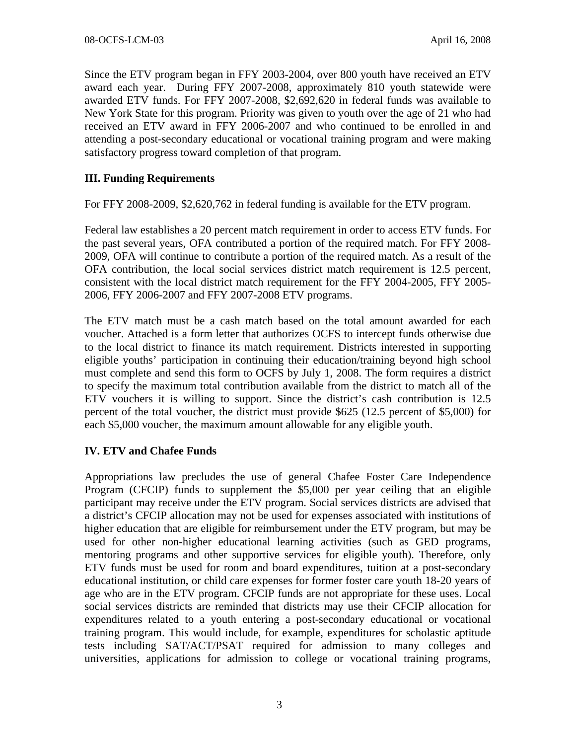Since the ETV program began in FFY 2003-2004, over 800 youth have received an ETV award each year. During FFY 2007-2008, approximately 810 youth statewide were awarded ETV funds. For FFY 2007-2008, $2,692,620 in federal funds was available to New York State for this program. Priority was given to youth over the age of 21 who had received an ETV award in FFY 2006-2007 and who continued to be enrolled in and attending a post-secondary educational or vocational training program and were making satisfactory progress toward completion of that program.

## III. Funding Requirements

For FFY 2008-2009, $2,620,762 in federal funding is available for the ETV program.

Federal law establishes a 20 percent match requirement in order to access ETV funds. For the past several years, OFA contributed a portion of the required match. For FFY 2008-2009, OFA will continue to contribute a portion of the required match. As a result of the OFA contribution, the local social services district match requirement is 12.5 percent, consistent with the local district match requirement for the FFY 2004-2005, FFY 2005-2006, FFY 2006-2007 and FFY 2007-2008 ETV programs.

The ETV match must be a cash match based on the total amount awarded for each voucher. Attached is a form letter that authorizes OCFS to intercept funds otherwise due to the local district to finance its match requirement. Districts interested in supporting eligible youths' participation in continuing their education/training beyond high school must complete and send this form to OCFS by July 1, 2008. The form requires a district to specify the maximum total contribution available from the district to match all of the ETV vouchers it is willing to support. Since the district's cash contribution is 12.5 percent of the total voucher, the district must provide $625 (12.5 percent of $5,000) for each $5,000 voucher, the maximum amount allowable for any eligible youth.

## IV. ETV and Chafee Funds

Appropriations law precludes the use of general Chafee Foster Care Independence Program (CFCIP) funds to supplement the $5,000 per year ceiling that an eligible participant may receive under the ETV program. Social services districts are advised that a district's CFCIP allocation may not be used for expenses associated with institutions of higher education that are eligible for reimbursement under the ETV program, but may be used for other non-higher educational learning activities (such as GED programs, mentoring programs and other supportive services for eligible youth). Therefore, only ETV funds must be used for room and board expenditures, tuition at a post-secondary educational institution, or child care expenses for former foster care youth 18-20 years of age who are in the ETV program. CFCIP funds are not appropriate for these uses. Local social services districts are reminded that districts may use their CFCIP allocation for expenditures related to a youth entering a post-secondary educational or vocational training program. This would include, for example, expenditures for scholastic aptitude tests including SAT/ACT/PSAT required for admission to many colleges and universities, applications for admission to college or vocational training programs,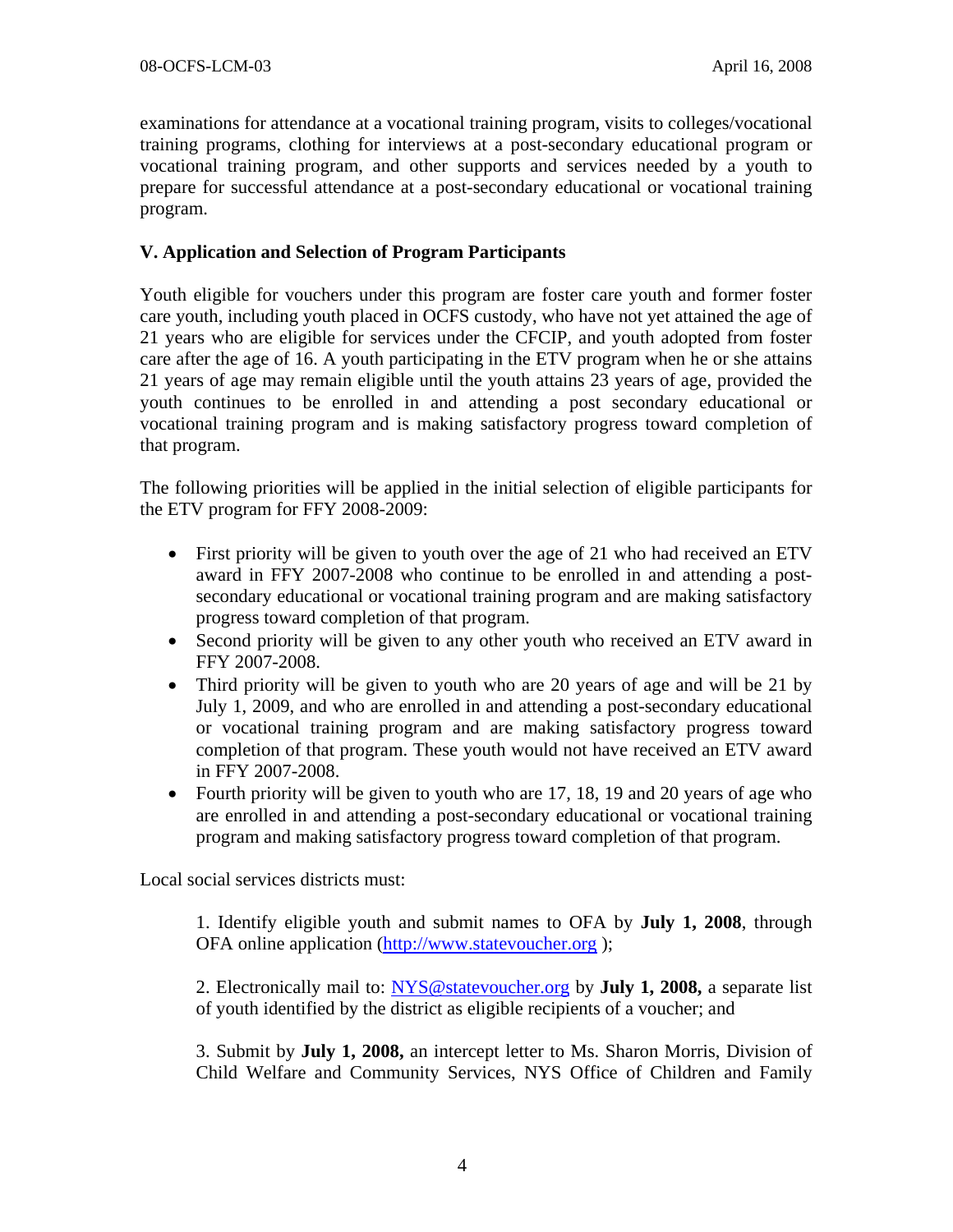examinations for attendance at a vocational training program, visits to colleges/vocational training programs, clothing for interviews at a post-secondary educational program or vocational training program, and other supports and services needed by a youth to prepare for successful attendance at a post-secondary educational or vocational training program.

### V. Application and Selection of Program Participants

Youth eligible for vouchers under this program are foster care youth and former foster care youth, including youth placed in OCFS custody, who have not yet attained the age of 21 years who are eligible for services under the CFCIP, and youth adopted from foster care after the age of 16. A youth participating in the ETV program when he or she attains 21 years of age may remain eligible until the youth attains 23 years of age, provided the youth continues to be enrolled in and attending a post secondary educational or vocational training program and is making satisfactory progress toward completion of that program.

The following priorities will be applied in the initial selection of eligible participants for the ETV program for FFY 2008-2009:

- First priority will be given to youth over the age of 21 who had received an ETV award in FFY 2007-2008 who continue to be enrolled in and attending a post-secondary educational or vocational training program and are making satisfactory progress toward completion of that program.
- Second priority will be given to any other youth who received an ETV award in FFY 2007-2008.
- Third priority will be given to youth who are 20 years of age and will be 21 by July 1, 2009, and who are enrolled in and attending a post-secondary educational or vocational training program and are making satisfactory progress toward completion of that program. These youth would not have received an ETV award in FFY 2007-2008.
- Fourth priority will be given to youth who are 17, 18, 19 and 20 years of age who are enrolled in and attending a post-secondary educational or vocational training program and making satisfactory progress toward completion of that program.

Local social services districts must:

1. Identify eligible youth and submit names to OFA by **July 1, 2008**, through OFA online application (http://www.statevoucher.org );

2. Electronically mail to: NYS@statevoucher.org by **July 1, 2008,** a separate list of youth identified by the district as eligible recipients of a voucher; and

3. Submit by **July 1, 2008,** an intercept letter to Ms. Sharon Morris, Division of Child Welfare and Community Services, NYS Office of Children and Family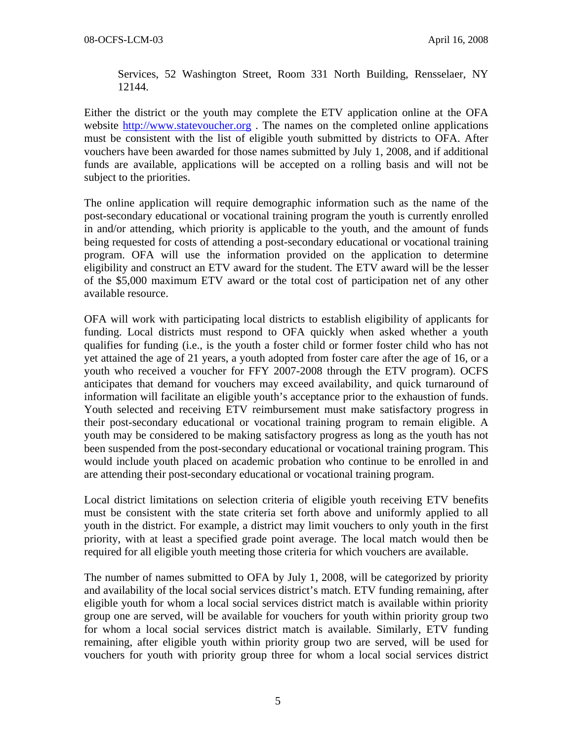Services, 52 Washington Street, Room 331 North Building, Rensselaer, NY 12144.

Either the district or the youth may complete the ETV application online at the OFA website http://www.statevoucher.org . The names on the completed online applications must be consistent with the list of eligible youth submitted by districts to OFA. After vouchers have been awarded for those names submitted by July 1, 2008, and if additional funds are available, applications will be accepted on a rolling basis and will not be subject to the priorities.

The online application will require demographic information such as the name of the post-secondary educational or vocational training program the youth is currently enrolled in and/or attending, which priority is applicable to the youth, and the amount of funds being requested for costs of attending a post-secondary educational or vocational training program. OFA will use the information provided on the application to determine eligibility and construct an ETV award for the student. The ETV award will be the lesser of the $5,000 maximum ETV award or the total cost of participation net of any other available resource.

OFA will work with participating local districts to establish eligibility of applicants for funding. Local districts must respond to OFA quickly when asked whether a youth qualifies for funding (i.e., is the youth a foster child or former foster child who has not yet attained the age of 21 years, a youth adopted from foster care after the age of 16, or a youth who received a voucher for FFY 2007-2008 through the ETV program). OCFS anticipates that demand for vouchers may exceed availability, and quick turnaround of information will facilitate an eligible youth's acceptance prior to the exhaustion of funds. Youth selected and receiving ETV reimbursement must make satisfactory progress in their post-secondary educational or vocational training program to remain eligible. A youth may be considered to be making satisfactory progress as long as the youth has not been suspended from the post-secondary educational or vocational training program. This would include youth placed on academic probation who continue to be enrolled in and are attending their post-secondary educational or vocational training program.

Local district limitations on selection criteria of eligible youth receiving ETV benefits must be consistent with the state criteria set forth above and uniformly applied to all youth in the district. For example, a district may limit vouchers to only youth in the first priority, with at least a specified grade point average. The local match would then be required for all eligible youth meeting those criteria for which vouchers are available.

The number of names submitted to OFA by July 1, 2008, will be categorized by priority and availability of the local social services district's match. ETV funding remaining, after eligible youth for whom a local social services district match is available within priority group one are served, will be available for vouchers for youth within priority group two for whom a local social services district match is available. Similarly, ETV funding remaining, after eligible youth within priority group two are served, will be used for vouchers for youth with priority group three for whom a local social services district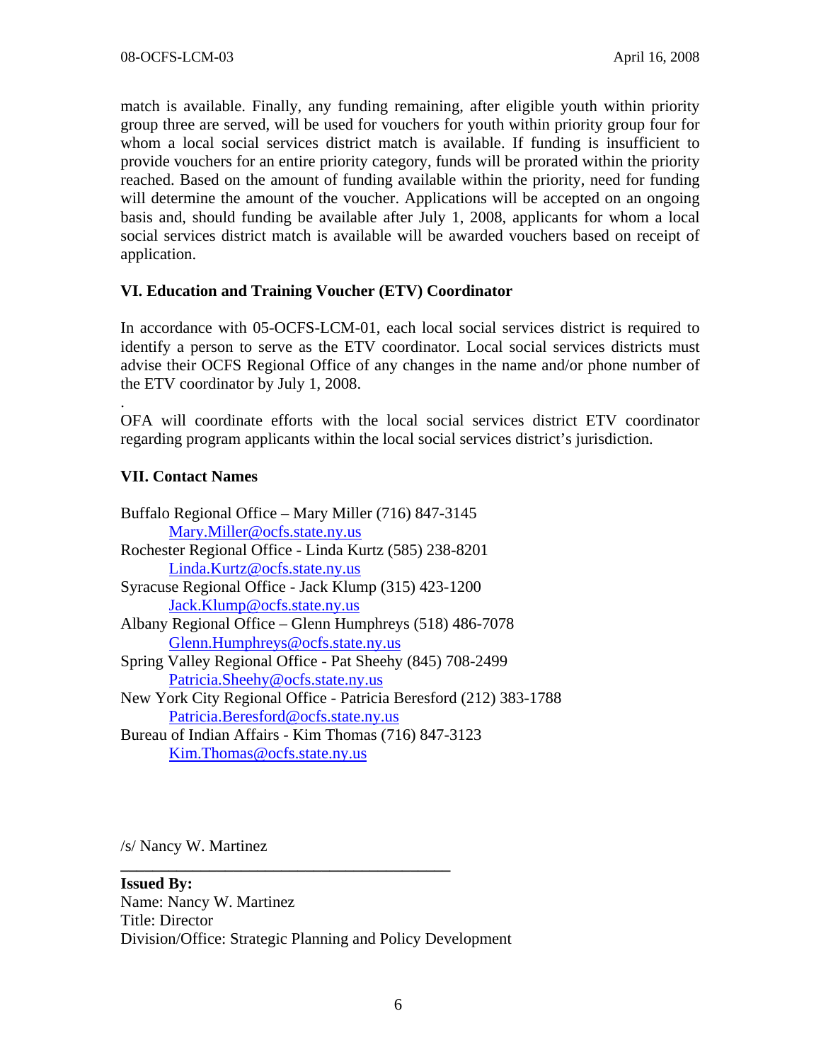match is available. Finally, any funding remaining, after eligible youth within priority group three are served, will be used for vouchers for youth within priority group four for whom a local social services district match is available. If funding is insufficient to provide vouchers for an entire priority category, funds will be prorated within the priority reached. Based on the amount of funding available within the priority, need for funding will determine the amount of the voucher. Applications will be accepted on an ongoing basis and, should funding be available after July 1, 2008, applicants for whom a local social services district match is available will be awarded vouchers based on receipt of application.

### VI. Education and Training Voucher (ETV) Coordinator

In accordance with 05-OCFS-LCM-01, each local social services district is required to identify a person to serve as the ETV coordinator. Local social services districts must advise their OCFS Regional Office of any changes in the name and/or phone number of the ETV coordinator by July 1, 2008.

.
OFA will coordinate efforts with the local social services district ETV coordinator regarding program applicants within the local social services district's jurisdiction.

### VII. Contact Names

Buffalo Regional Office – Mary Miller (716) 847-3145
    Mary.Miller@ocfs.state.ny.us
Rochester Regional Office - Linda Kurtz (585) 238-8201
    Linda.Kurtz@ocfs.state.ny.us
Syracuse Regional Office - Jack Klump (315) 423-1200
    Jack.Klump@ocfs.state.ny.us
Albany Regional Office – Glenn Humphreys (518) 486-7078
    Glenn.Humphreys@ocfs.state.ny.us
Spring Valley Regional Office - Pat Sheehy (845) 708-2499
    Patricia.Sheehy@ocfs.state.ny.us
New York City Regional Office - Patricia Beresford (212) 383-1788
    Patricia.Beresford@ocfs.state.ny.us
Bureau of Indian Affairs - Kim Thomas (716) 847-3123
    Kim.Thomas@ocfs.state.ny.us

/s/ Nancy W. Martinez

---

**Issued By:**
Name: Nancy W. Martinez
Title: Director
Division/Office: Strategic Planning and Policy Development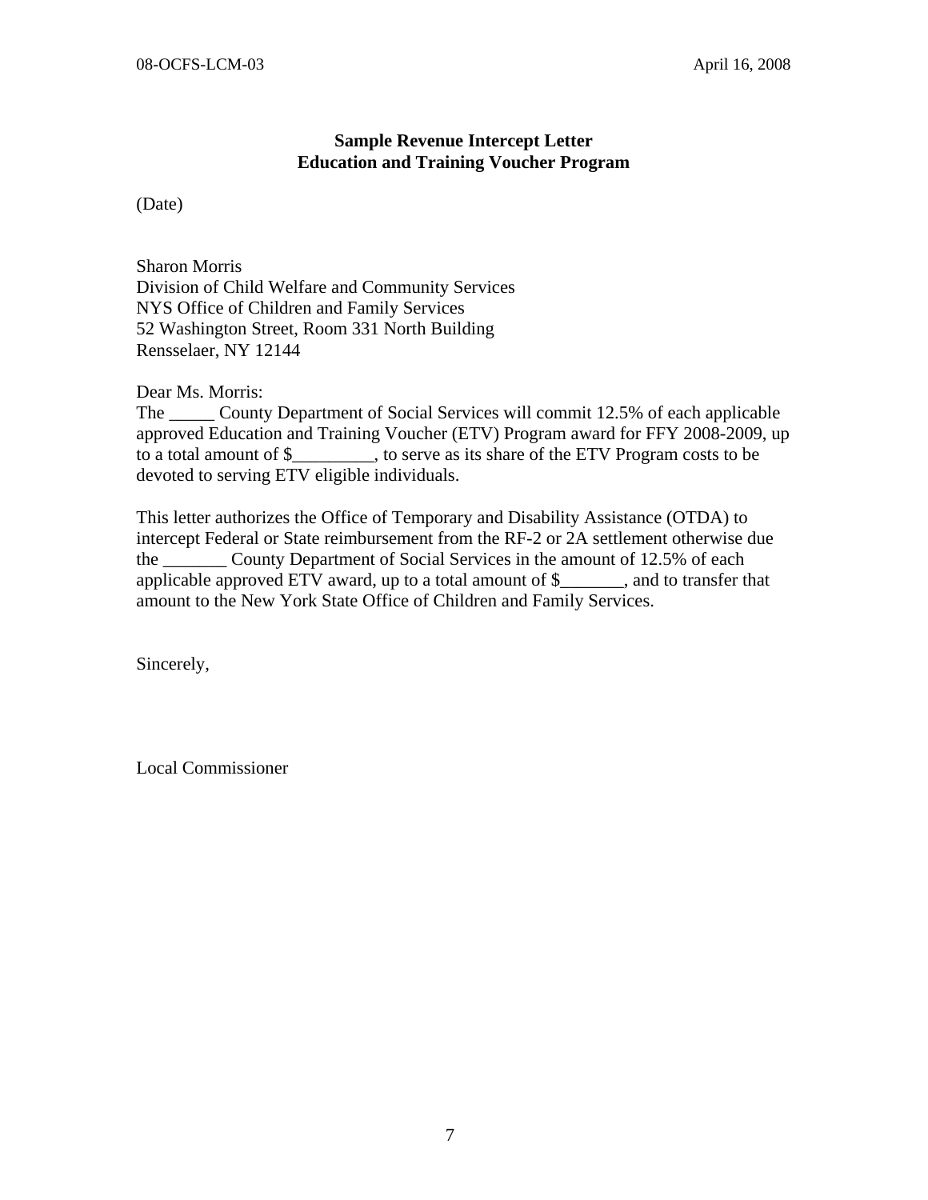**Sample Revenue Intercept Letter**
**Education and Training Voucher Program**

(Date)

Sharon Morris
Division of Child Welfare and Community Services
NYS Office of Children and Family Services
52 Washington Street, Room 331 North Building
Rensselaer, NY 12144

Dear Ms. Morris:

The _____ County Department of Social Services will commit 12.5% of each applicable approved Education and Training Voucher (ETV) Program award for FFY 2008-2009, up to a total amount of $_________, to serve as its share of the ETV Program costs to be devoted to serving ETV eligible individuals.

This letter authorizes the Office of Temporary and Disability Assistance (OTDA) to intercept Federal or State reimbursement from the RF-2 or 2A settlement otherwise due the _______ County Department of Social Services in the amount of 12.5% of each applicable approved ETV award, up to a total amount of $_______, and to transfer that amount to the New York State Office of Children and Family Services.

Sincerely,

Local Commissioner